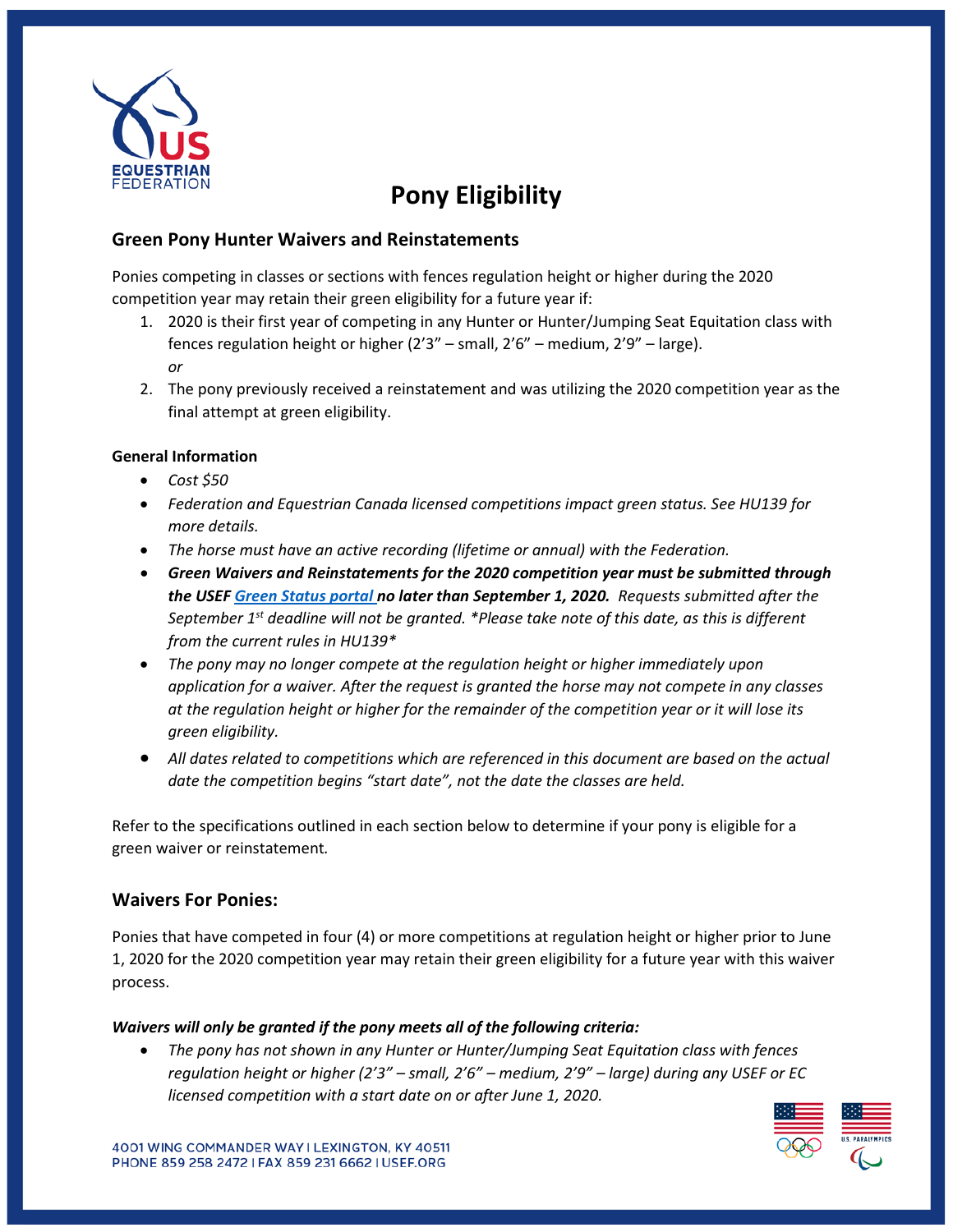# Pony Eligibility

## Green Pony Hunter Waivers and Reinstatements

Ponies competing in classes or sections with fences regulation height or higher during the 2020 competition year may retain their green eligibility for a future year if:

1. 2020 is their first year of competing in any Hunter or Hunter/Jumping Seat Equitation class with fences regulation height or higher (2'3" – small, 2'6" – medium, 2'9" – large).
   *or*
2. The pony previously received a reinstatement and was utilizing the 2020 competition year as the final attempt at green eligibility.

**General Information**

- *Cost $50*
- *Federation and Equestrian Canada licensed competitions impact green status. See HU139 for more details.*
- *The horse must have an active recording (lifetime or annual) with the Federation.*
- ***Green Waivers and Reinstatements for the 2020 competition year must be submitted through the USEF Green Status portal no later than September 1, 2020.*** *Requests submitted after the September 1st deadline will not be granted. \*Please take note of this date, as this is different from the current rules in HU139\**
- *The pony may no longer compete at the regulation height or higher immediately upon application for a waiver. After the request is granted the horse may not compete in any classes at the regulation height or higher for the remainder of the competition year or it will lose its green eligibility.*
- *All dates related to competitions which are referenced in this document are based on the actual date the competition begins "start date", not the date the classes are held.*

Refer to the specifications outlined in each section below to determine if your pony is eligible for a green waiver or reinstatement.

## Waivers For Ponies:

Ponies that have competed in four (4) or more competitions at regulation height or higher prior to June 1, 2020 for the 2020 competition year may retain their green eligibility for a future year with this waiver process.

***Waivers will only be granted if the pony meets all of the following criteria:***

- *The pony has not shown in any Hunter or Hunter/Jumping Seat Equitation class with fences regulation height or higher (2'3" – small, 2'6" – medium, 2'9" – large) during any USEF or EC licensed competition with a start date on or after June 1, 2020.*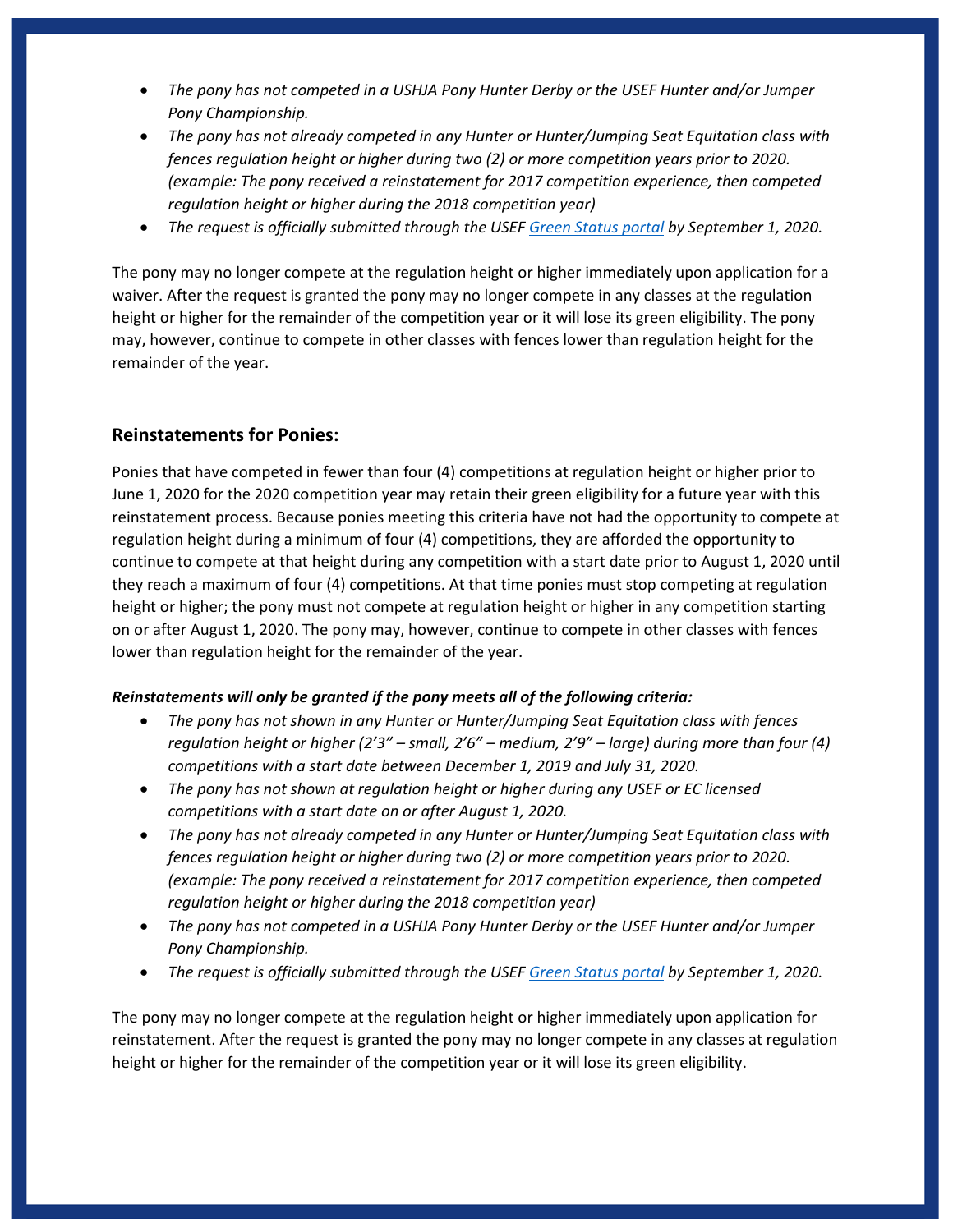- *The pony has not competed in a USHJA Pony Hunter Derby or the USEF Hunter and/or Jumper Pony Championship.*
- *The pony has not already competed in any Hunter or Hunter/Jumping Seat Equitation class with fences regulation height or higher during two (2) or more competition years prior to 2020. (example: The pony received a reinstatement for 2017 competition experience, then competed regulation height or higher during the 2018 competition year)*
- *The request is officially submitted through the USEF [Green Status portal](#) by September 1, 2020.*

The pony may no longer compete at the regulation height or higher immediately upon application for a waiver. After the request is granted the pony may no longer compete in any classes at the regulation height or higher for the remainder of the competition year or it will lose its green eligibility. The pony may, however, continue to compete in other classes with fences lower than regulation height for the remainder of the year.

## Reinstatements for Ponies:

Ponies that have competed in fewer than four (4) competitions at regulation height or higher prior to June 1, 2020 for the 2020 competition year may retain their green eligibility for a future year with this reinstatement process. Because ponies meeting this criteria have not had the opportunity to compete at regulation height during a minimum of four (4) competitions, they are afforded the opportunity to continue to compete at that height during any competition with a start date prior to August 1, 2020 until they reach a maximum of four (4) competitions. At that time ponies must stop competing at regulation height or higher; the pony must not compete at regulation height or higher in any competition starting on or after August 1, 2020. The pony may, however, continue to compete in other classes with fences lower than regulation height for the remainder of the year.

***Reinstatements will only be granted if the pony meets all of the following criteria:***

- *The pony has not shown in any Hunter or Hunter/Jumping Seat Equitation class with fences regulation height or higher (2'3" – small, 2'6" – medium, 2'9" – large) during more than four (4) competitions with a start date between December 1, 2019 and July 31, 2020.*
- *The pony has not shown at regulation height or higher during any USEF or EC licensed competitions with a start date on or after August 1, 2020.*
- *The pony has not already competed in any Hunter or Hunter/Jumping Seat Equitation class with fences regulation height or higher during two (2) or more competition years prior to 2020. (example: The pony received a reinstatement for 2017 competition experience, then competed regulation height or higher during the 2018 competition year)*
- *The pony has not competed in a USHJA Pony Hunter Derby or the USEF Hunter and/or Jumper Pony Championship.*
- *The request is officially submitted through the USEF [Green Status portal](#) by September 1, 2020.*

The pony may no longer compete at the regulation height or higher immediately upon application for reinstatement. After the request is granted the pony may no longer compete in any classes at regulation height or higher for the remainder of the competition year or it will lose its green eligibility.